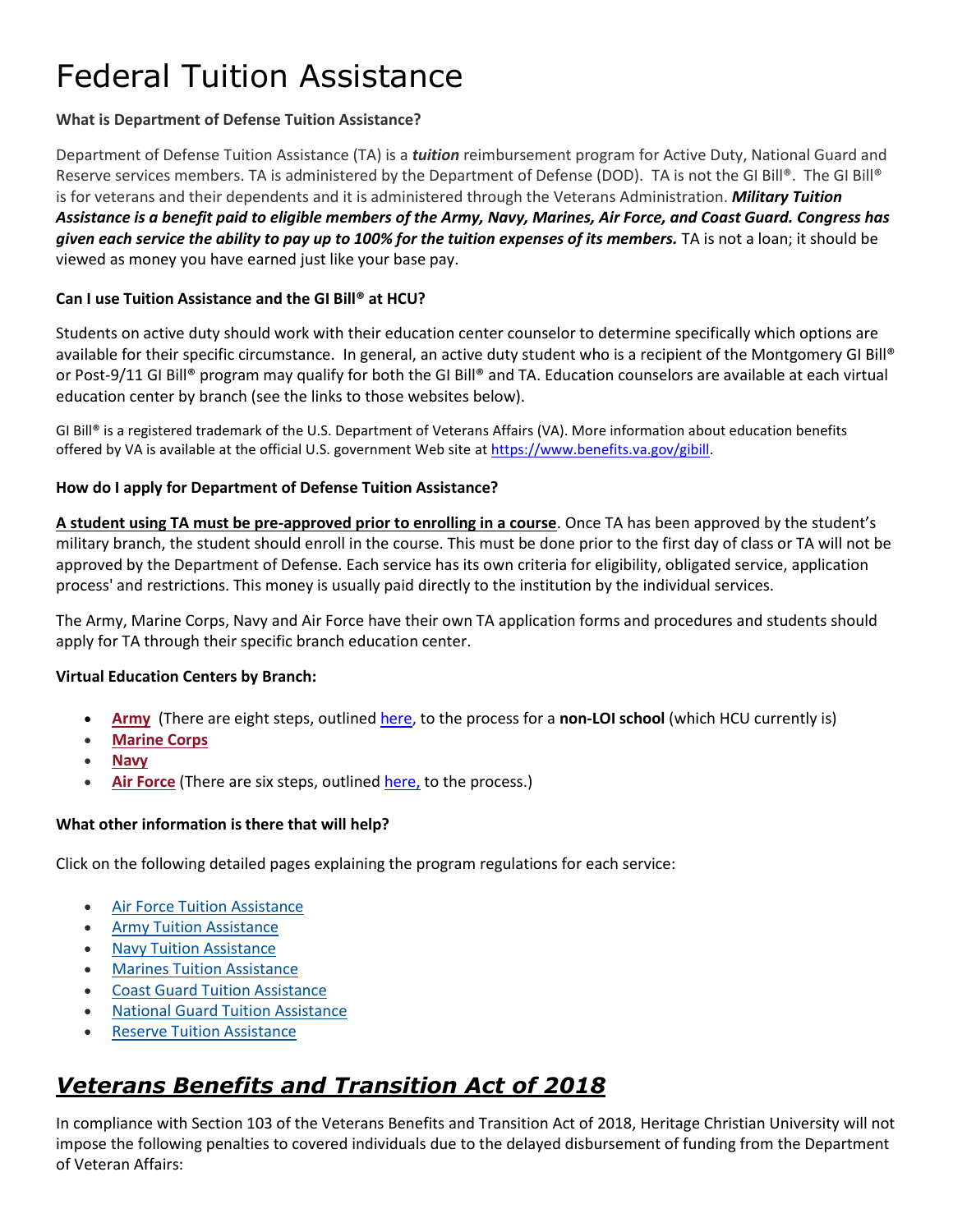# Federal Tuition Assistance

**What is Department of Defense Tuition Assistance?**

Department of Defense Tuition Assistance (TA) is a ***tuition*** reimbursement program for Active Duty, National Guard and Reserve services members. TA is administered by the Department of Defense (DOD). TA is not the GI Bill®. The GI Bill® is for veterans and their dependents and it is administered through the Veterans Administration. ***Military Tuition Assistance is a benefit paid to eligible members of the Army, Navy, Marines, Air Force, and Coast Guard. Congress has given each service the ability to pay up to 100% for the tuition expenses of its members.*** TA is not a loan; it should be viewed as money you have earned just like your base pay.

**Can I use Tuition Assistance and the GI Bill® at HCU?**

Students on active duty should work with their education center counselor to determine specifically which options are available for their specific circumstance. In general, an active duty student who is a recipient of the Montgomery GI Bill® or Post-9/11 GI Bill® program may qualify for both the GI Bill® and TA. Education counselors are available at each virtual education center by branch (see the links to those websites below).

GI Bill® is a registered trademark of the U.S. Department of Veterans Affairs (VA). More information about education benefits offered by VA is available at the official U.S. government Web site at https://www.benefits.va.gov/gibill.

**How do I apply for Department of Defense Tuition Assistance?**

**A student using TA must be pre-approved prior to enrolling in a course**. Once TA has been approved by the student's military branch, the student should enroll in the course. This must be done prior to the first day of class or TA will not be approved by the Department of Defense. Each service has its own criteria for eligibility, obligated service, application process' and restrictions. This money is usually paid directly to the institution by the individual services.

The Army, Marine Corps, Navy and Air Force have their own TA application forms and procedures and students should apply for TA through their specific branch education center.

**Virtual Education Centers by Branch:**

- **Army** (There are eight steps, outlined here, to the process for a **non-LOI school** (which HCU currently is)
- **Marine Corps**
- **Navy**
- **Air Force** (There are six steps, outlined here, to the process.)

**What other information is there that will help?**

Click on the following detailed pages explaining the program regulations for each service:

- Air Force Tuition Assistance
- Army Tuition Assistance
- Navy Tuition Assistance
- Marines Tuition Assistance
- Coast Guard Tuition Assistance
- National Guard Tuition Assistance
- Reserve Tuition Assistance

## ***Veterans Benefits and Transition Act of 2018***

In compliance with Section 103 of the Veterans Benefits and Transition Act of 2018, Heritage Christian University will not impose the following penalties to covered individuals due to the delayed disbursement of funding from the Department of Veteran Affairs: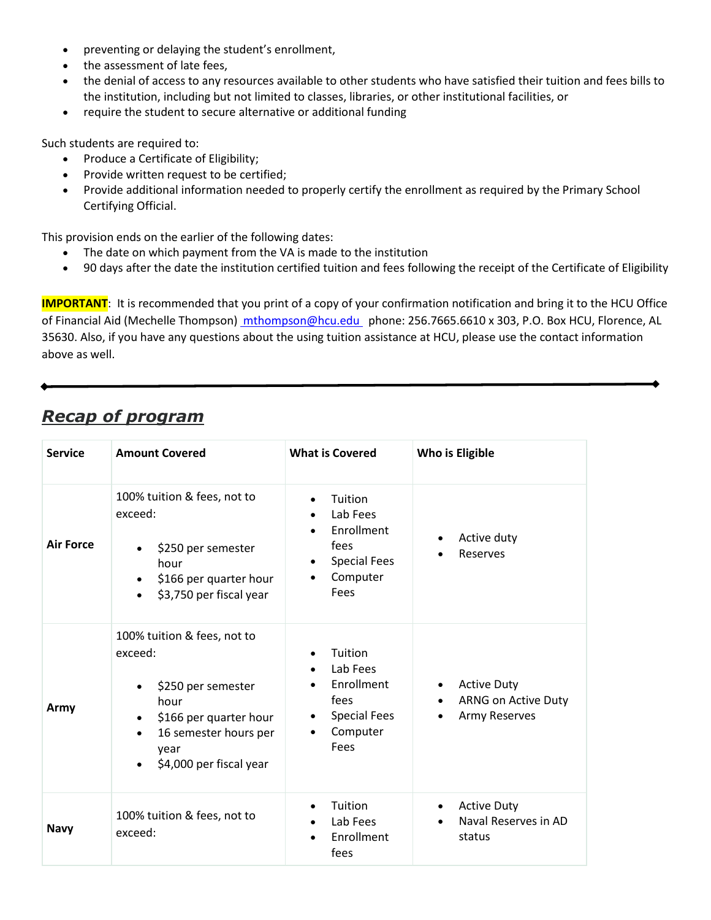- preventing or delaying the student's enrollment,
- the assessment of late fees,
- the denial of access to any resources available to other students who have satisfied their tuition and fees bills to the institution, including but not limited to classes, libraries, or other institutional facilities, or
- require the student to secure alternative or additional funding

Such students are required to:

- Produce a Certificate of Eligibility;
- Provide written request to be certified;
- Provide additional information needed to properly certify the enrollment as required by the Primary School Certifying Official.

This provision ends on the earlier of the following dates:

- The date on which payment from the VA is made to the institution
- 90 days after the date the institution certified tuition and fees following the receipt of the Certificate of Eligibility

**IMPORTANT**: It is recommended that you print of a copy of your confirmation notification and bring it to the HCU Office of Financial Aid (Mechelle Thompson) mthompson@hcu.edu phone: 256.7665.6610 x 303, P.O. Box HCU, Florence, AL 35630. Also, if you have any questions about the using tuition assistance at HCU, please use the contact information above as well.

---

## ***Recap of program***

| Service | Amount Covered | What is Covered | Who is Eligible |
|---|---|---|---|
| **Air Force** | 100% tuition & fees, not to exceed:<br>• $250 per semester hour<br>• $166 per quarter hour<br>• $3,750 per fiscal year | • Tuition<br>• Lab Fees<br>• Enrollment fees<br>• Special Fees<br>• Computer Fees | • Active duty<br>• Reserves |
| **Army** | 100% tuition & fees, not to exceed:<br>• $250 per semester hour<br>• $166 per quarter hour<br>• 16 semester hours per year<br>• $4,000 per fiscal year | • Tuition<br>• Lab Fees<br>• Enrollment fees<br>• Special Fees<br>• Computer Fees | • Active Duty<br>• ARNG on Active Duty<br>• Army Reserves |
| **Navy** | 100% tuition & fees, not to exceed: | • Tuition<br>• Lab Fees<br>• Enrollment fees | • Active Duty<br>• Naval Reserves in AD status |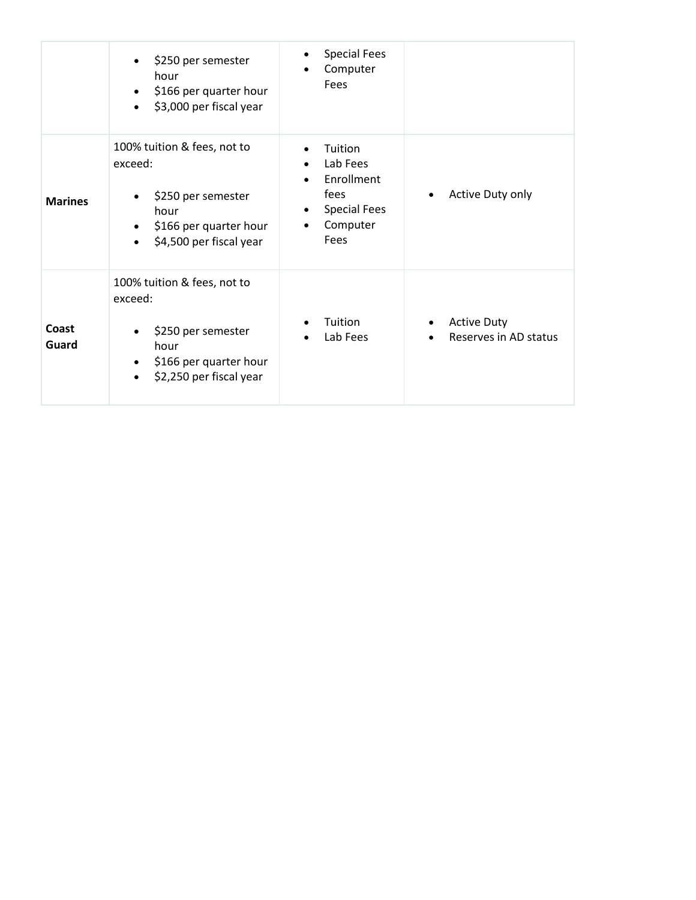| | | | |
|---|---|---|---|
| | • $250 per semester hour<br>• $166 per quarter hour<br>• $3,000 per fiscal year | • Special Fees<br>• Computer Fees | |
| **Marines** | 100% tuition & fees, not to exceed:<br>• $250 per semester hour<br>• $166 per quarter hour<br>• $4,500 per fiscal year | • Tuition<br>• Lab Fees<br>• Enrollment fees<br>• Special Fees<br>• Computer Fees | • Active Duty only |
| **Coast Guard** | 100% tuition & fees, not to exceed:<br>• $250 per semester hour<br>• $166 per quarter hour<br>• $2,250 per fiscal year | • Tuition<br>• Lab Fees | • Active Duty<br>• Reserves in AD status |